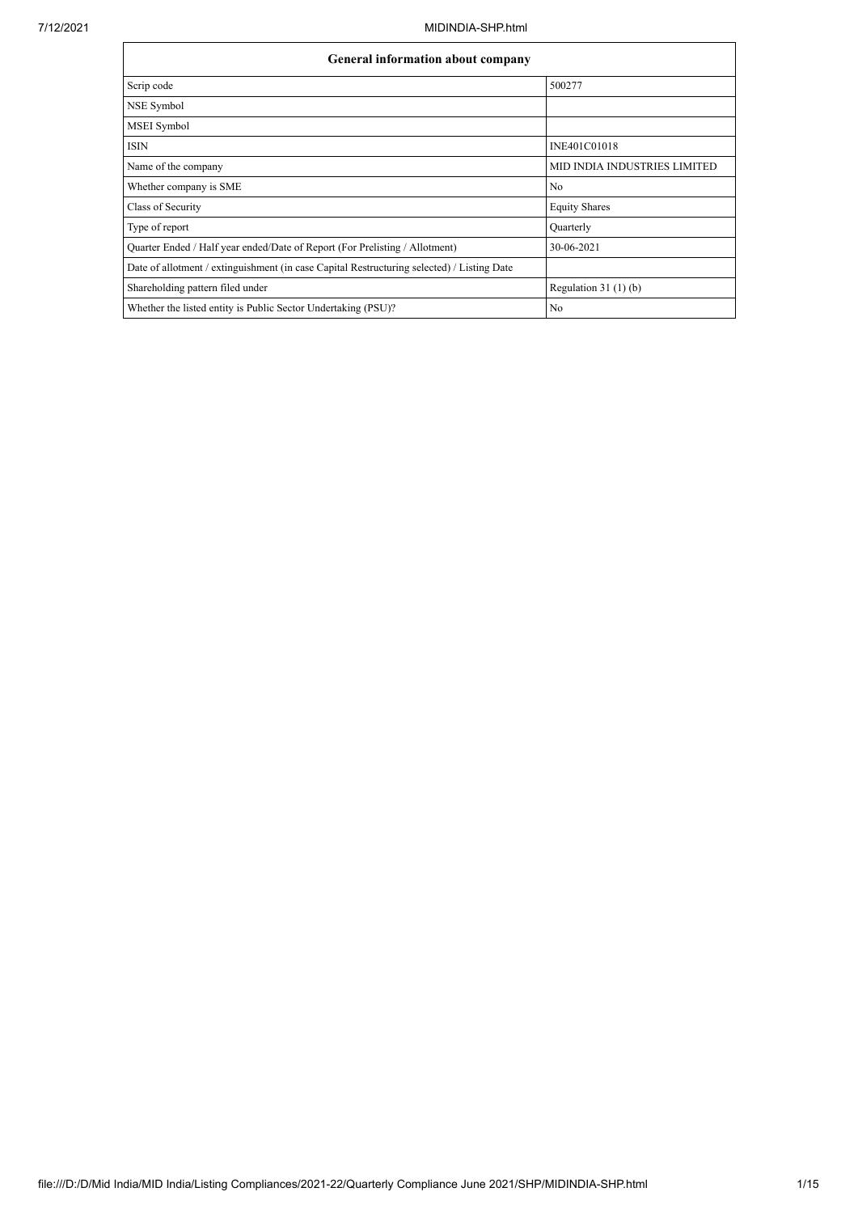| General information about company | |
| --- | --- |
| Scrip code | 500277 |
| NSE Symbol | |
| MSEI Symbol | |
| ISIN | INE401C01018 |
| Name of the company | MID INDIA INDUSTRIES LIMITED |
| Whether company is SME | No |
| Class of Security | Equity Shares |
| Type of report | Quarterly |
| Quarter Ended / Half year ended/Date of Report (For Prelisting / Allotment) | 30-06-2021 |
| Date of allotment / extinguishment (in case Capital Restructuring selected) / Listing Date | |
| Shareholding pattern filed under | Regulation 31 (1) (b) |
| Whether the listed entity is Public Sector Undertaking (PSU)? | No |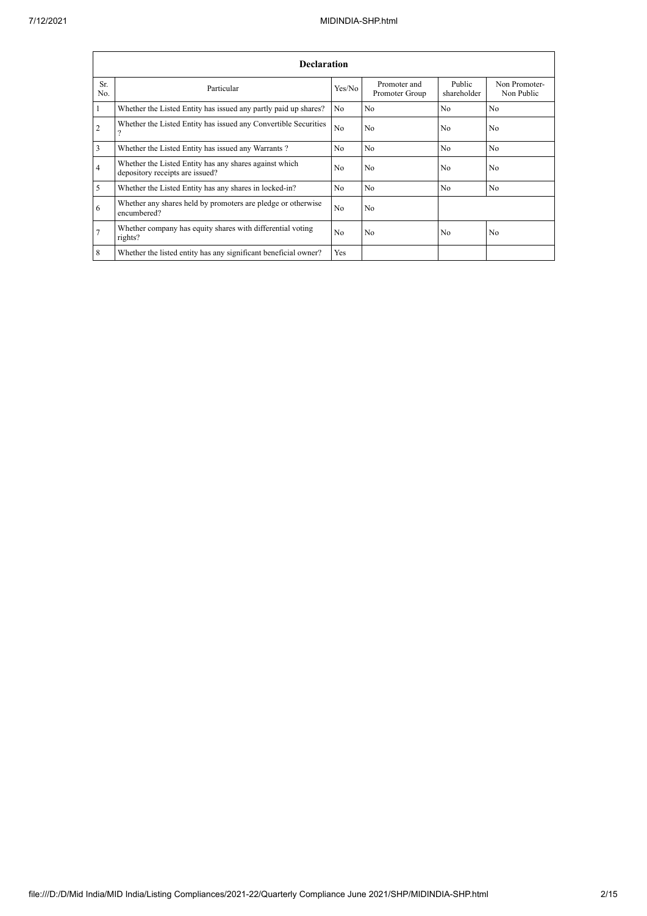| Declaration | | | | | |
|---|---|---|---|---|---|
| Sr. No. | Particular | Yes/No | Promoter and Promoter Group | Public shareholder | Non Promoter- Non Public |
| 1 | Whether the Listed Entity has issued any partly paid up shares? | No | No | No | No |
| 2 | Whether the Listed Entity has issued any Convertible Securities ? | No | No | No | No |
| 3 | Whether the Listed Entity has issued any Warrants ? | No | No | No | No |
| 4 | Whether the Listed Entity has any shares against which depository receipts are issued? | No | No | No | No |
| 5 | Whether the Listed Entity has any shares in locked-in? | No | No | No | No |
| 6 | Whether any shares held by promoters are pledge or otherwise encumbered? | No | No | | |
| 7 | Whether company has equity shares with differential voting rights? | No | No | No | No |
| 8 | Whether the listed entity has any significant beneficial owner? | Yes | | | |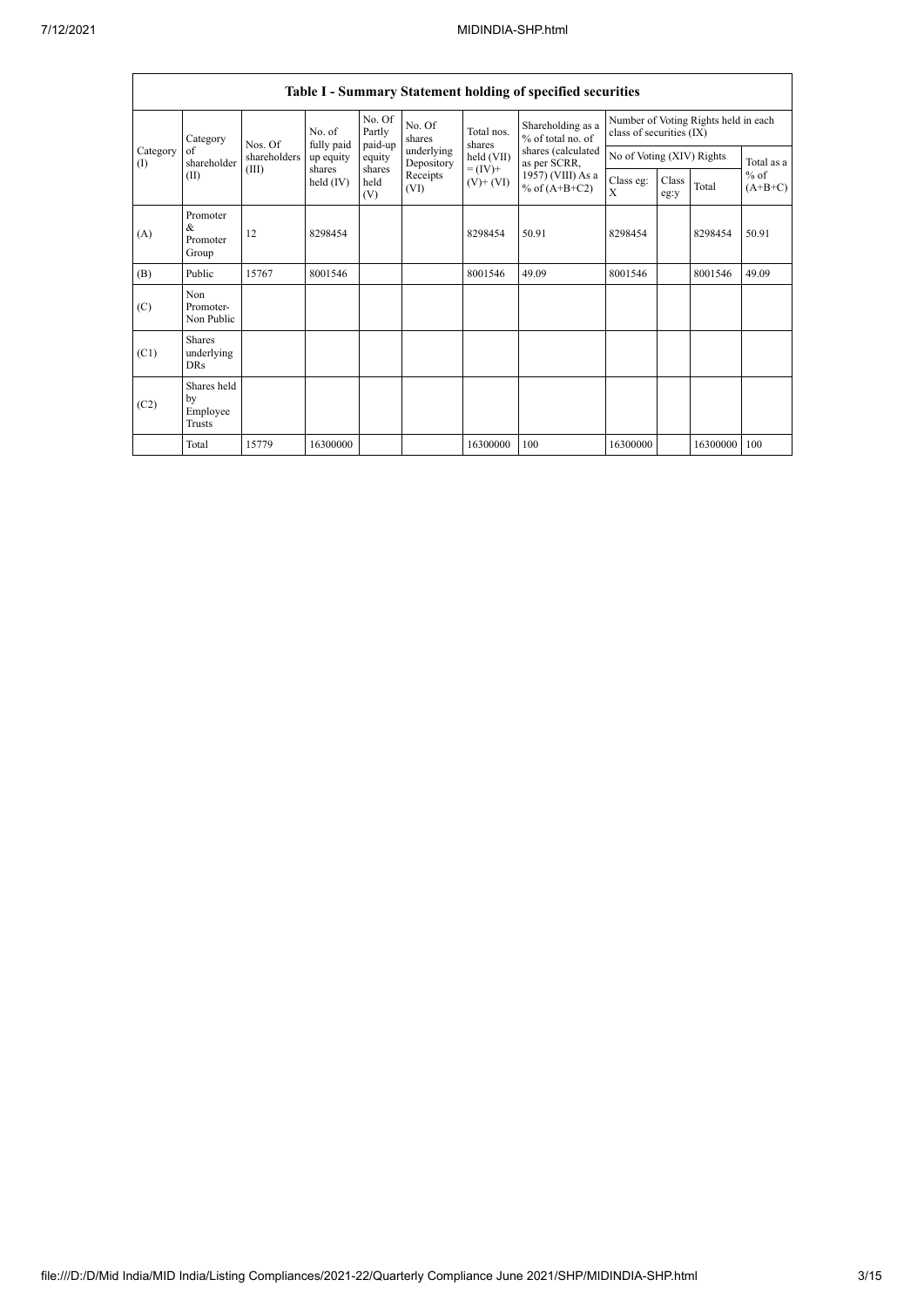| Table I - Summary Statement holding of specified securities | | | | | | | | | | | | |
|---|---|---|---|---|---|---|---|---|---|---|---|---|
| Category (I) | Category of shareholder (II) | Nos. Of shareholders (III) | No. of fully paid up equity shares held (IV) | No. Of Partly paid-up equity shares held (V) | No. Of shares underlying Depository Receipts (VI) | Total nos. shares held (VII) = (IV)+ (V)+ (VI) | Shareholding as a % of total no. of shares (calculated as per SCRR, 1957) (VIII) As a % of (A+B+C2) | Number of Voting Rights held in each class of securities (IX) | | | |
| | | | | | | | | No of Voting (XIV) Rights | | | Total as a % of (A+B+C) |
| | | | | | | | | Class eg: X | Class eg:y | Total | |
| (A) | Promoter & Promoter Group | 12 | 8298454 | | | 8298454 | 50.91 | 8298454 | | 8298454 | 50.91 |
| (B) | Public | 15767 | 8001546 | | | 8001546 | 49.09 | 8001546 | | 8001546 | 49.09 |
| (C) | Non Promoter- Non Public | | | | | | | | | | |
| (C1) | Shares underlying DRs | | | | | | | | | | |
| (C2) | Shares held by Employee Trusts | | | | | | | | | | |
| | Total | 15779 | 16300000 | | | 16300000 | 100 | 16300000 | | 16300000 | 100 |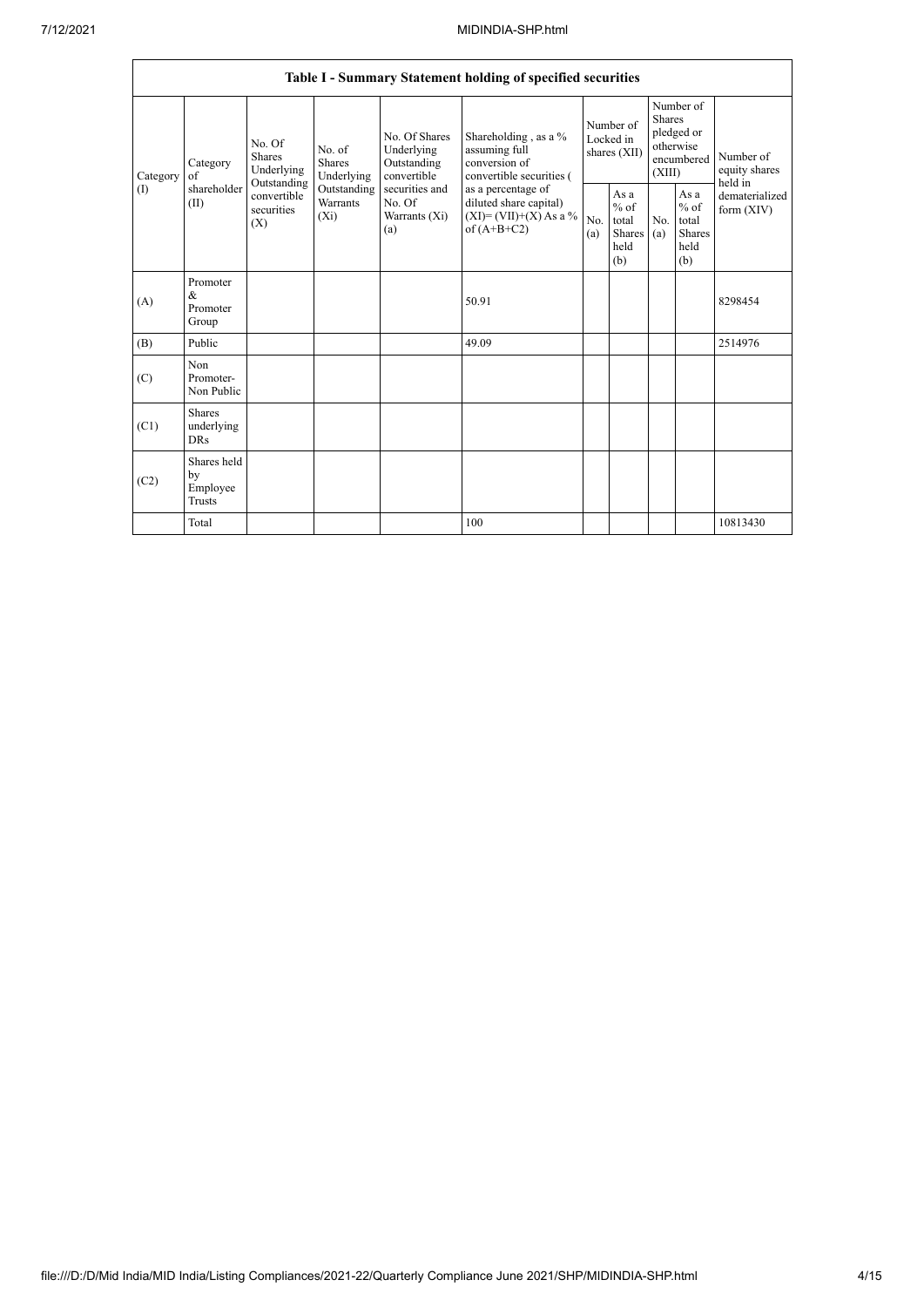| Table I - Summary Statement holding of specified securities | | | | | | | | | | | |
|---|---|---|---|---|---|---|---|---|---|---|---|
| Category (I) | Category of shareholder (II) | No. Of Shares Underlying Outstanding convertible securities (X) | No. of Shares Underlying Outstanding Warrants (Xi) | No. Of Shares Underlying Outstanding convertible securities and No. Of Warrants (Xi) (a) | Shareholding , as a % assuming full conversion of convertible securities ( as a percentage of diluted share capital) (XI)= (VII)+(X) As a % of (A+B+C2) | Number of Locked in shares (XII) | | Number of Shares pledged or otherwise encumbered (XIII) | | Number of equity shares held in dematerialized form (XIV) |
| | | | | | | No. (a) | As a % of total Shares held (b) | No. (a) | As a % of total Shares held (b) | |
| (A) | Promoter & Promoter Group | | | | 50.91 | | | | | 8298454 |
| (B) | Public | | | | 49.09 | | | | | 2514976 |
| (C) | Non Promoter- Non Public | | | | | | | | | |
| (C1) | Shares underlying DRs | | | | | | | | | |
| (C2) | Shares held by Employee Trusts | | | | | | | | | |
| | Total | | | | 100 | | | | | 10813430 |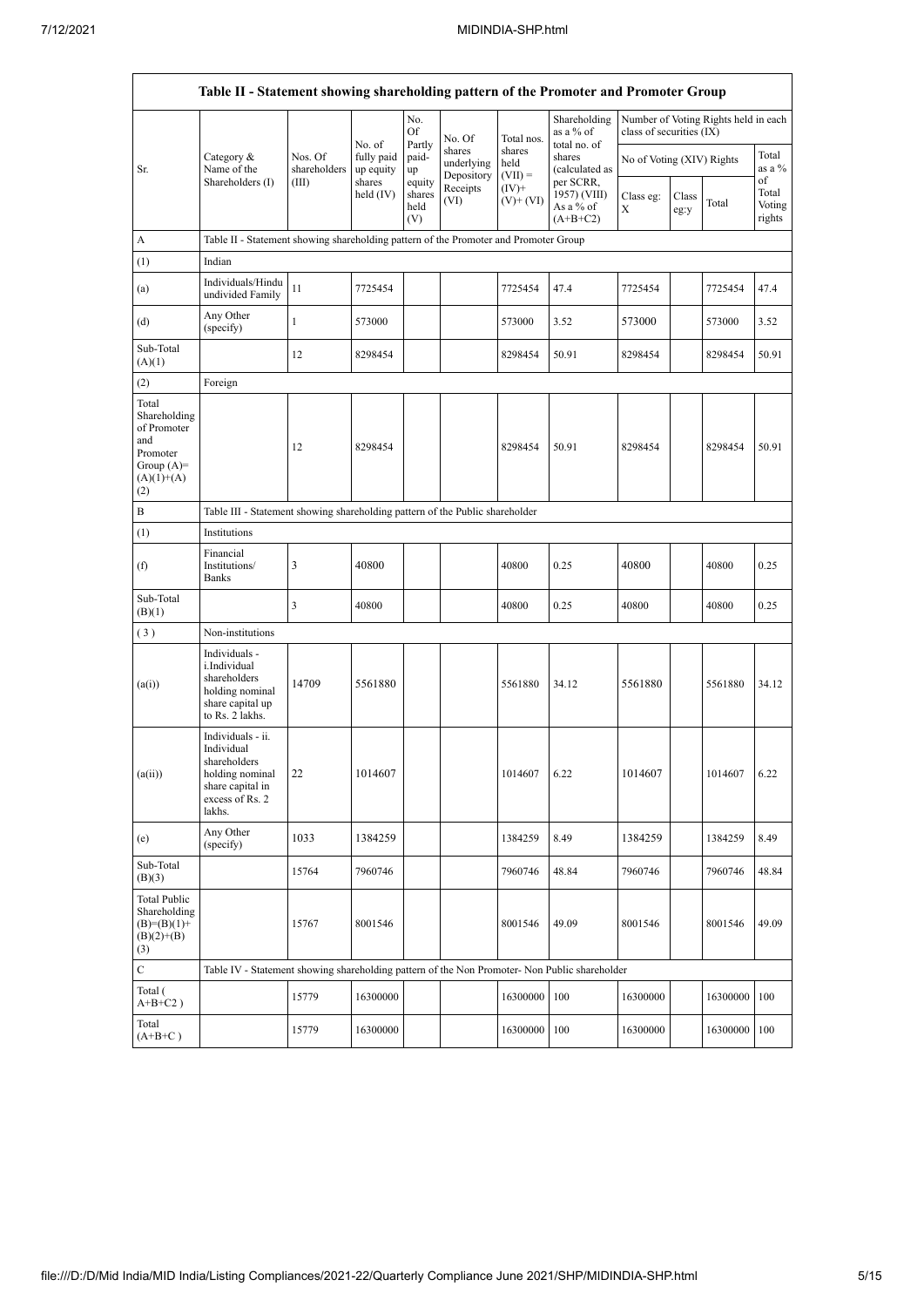| Table II - Statement showing shareholding pattern of the Promoter and Promoter Group | | | | | | | | | | | |
|---|---|---|---|---|---|---|---|---|---|---|---|
| Sr. | Category & Name of the Shareholders (I) | Nos. Of shareholders (III) | No. of fully paid up equity shares held (IV) | No. Of Partly paid-up equity shares held (V) | No. Of shares underlying Depository Receipts (VI) | Total nos. shares held (VII) = (IV)+ (V)+ (VI) | Shareholding as a % of total no. of shares (calculated as per SCRR, 1957) (VIII) As a % of (A+B+C2) | Number of Voting Rights held in each class of securities (IX) | | | |
| | | | | | | | | No of Voting (XIV) Rights | | | Total as a % of Total Voting rights |
| | | | | | | | | Class eg: X | Class eg:y | Total | |
| A | Table II - Statement showing shareholding pattern of the Promoter and Promoter Group | | | | | | | | | | |
| (1) | Indian | | | | | | | | | | |
| (a) | Individuals/Hindu undivided Family | 11 | 7725454 | | | 7725454 | 47.4 | 7725454 | | 7725454 | 47.4 |
| (d) | Any Other (specify) | 1 | 573000 | | | 573000 | 3.52 | 573000 | | 573000 | 3.52 |
| Sub-Total (A)(1) | | 12 | 8298454 | | | 8298454 | 50.91 | 8298454 | | 8298454 | 50.91 |
| (2) | Foreign | | | | | | | | | | |
| Total Shareholding of Promoter and Promoter Group (A)=(A)(1)+(A)(2) | | 12 | 8298454 | | | 8298454 | 50.91 | 8298454 | | 8298454 | 50.91 |
| B | Table III - Statement showing shareholding pattern of the Public shareholder | | | | | | | | | | |
| (1) | Institutions | | | | | | | | | | |
| (f) | Financial Institutions/ Banks | 3 | 40800 | | | 40800 | 0.25 | 40800 | | 40800 | 0.25 |
| Sub-Total (B)(1) | | 3 | 40800 | | | 40800 | 0.25 | 40800 | | 40800 | 0.25 |
| (3) | Non-institutions | | | | | | | | | | |
| (a(i)) | Individuals - i.Individual shareholders holding nominal share capital up to Rs. 2 lakhs. | 14709 | 5561880 | | | 5561880 | 34.12 | 5561880 | | 5561880 | 34.12 |
| (a(ii)) | Individuals - ii. Individual shareholders holding nominal share capital in excess of Rs. 2 lakhs. | 22 | 1014607 | | | 1014607 | 6.22 | 1014607 | | 1014607 | 6.22 |
| (e) | Any Other (specify) | 1033 | 1384259 | | | 1384259 | 8.49 | 1384259 | | 1384259 | 8.49 |
| Sub-Total (B)(3) | | 15764 | 7960746 | | | 7960746 | 48.84 | 7960746 | | 7960746 | 48.84 |
| Total Public Shareholding (B)=(B)(1)+(B)(2)+(B)(3) | | 15767 | 8001546 | | | 8001546 | 49.09 | 8001546 | | 8001546 | 49.09 |
| C | Table IV - Statement showing shareholding pattern of the Non Promoter- Non Public shareholder | | | | | | | | | | |
| Total ( A+B+C2 ) | | 15779 | 16300000 | | | 16300000 | 100 | 16300000 | | 16300000 | 100 |
| Total (A+B+C ) | | 15779 | 16300000 | | | 16300000 | 100 | 16300000 | | 16300000 | 100 |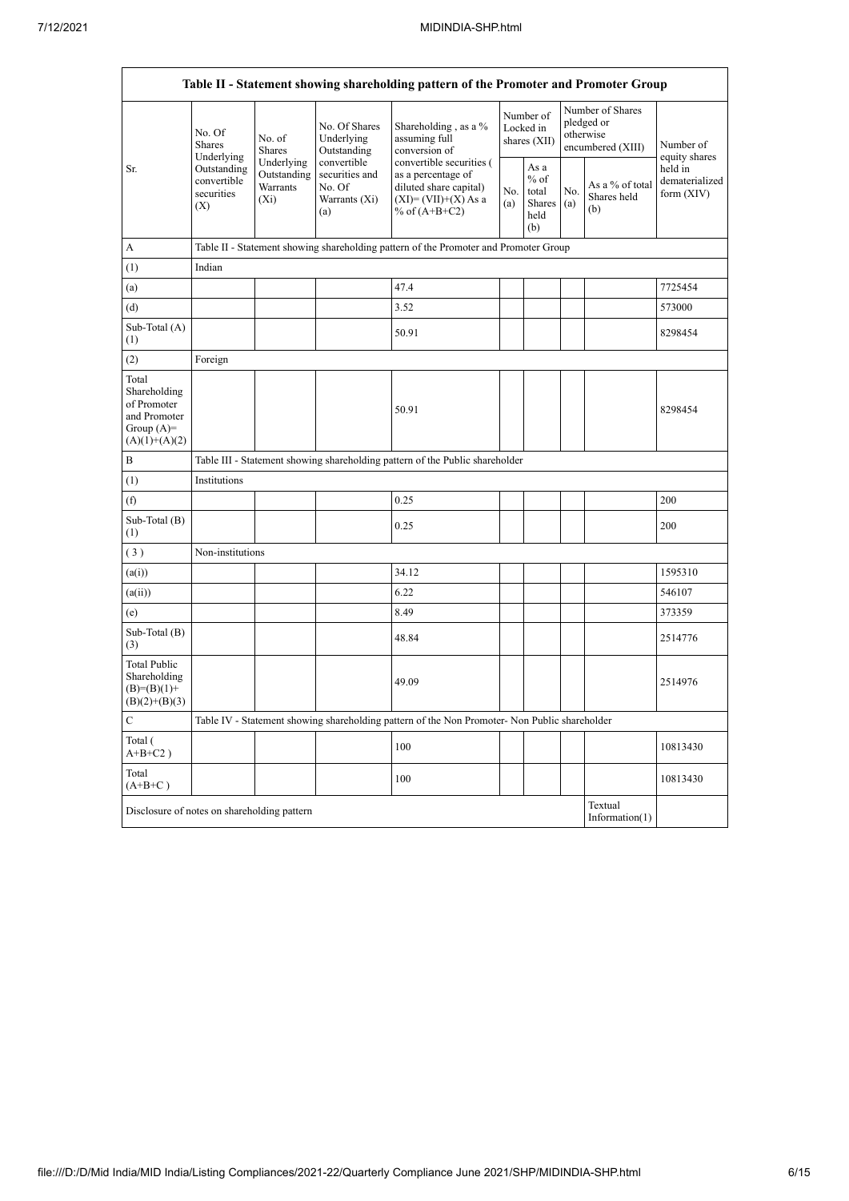| Table II - Statement showing shareholding pattern of the Promoter and Promoter Group | | | | | | | | | |
|---|---|---|---|---|---|---|---|---|---|
| Sr. | No. Of Shares Underlying Outstanding convertible securities (X) | No. of Shares Underlying Outstanding Warrants (Xi) | No. Of Shares Underlying Outstanding convertible securities and No. Of Warrants (Xi) (a) | Shareholding , as a % assuming full conversion of convertible securities ( as a percentage of diluted share capital) (XI)= (VII)+(X) As a % of (A+B+C2) | Number of Locked in shares (XII) | | Number of Shares pledged or otherwise encumbered (XIII) | | Number of equity shares held in dematerialized form (XIV) |
| | | | | | No. (a) | As a % of total Shares held (b) | No. (a) | As a % of total Shares held (b) | |
| A | Table II - Statement showing shareholding pattern of the Promoter and Promoter Group | | | | | | | | |
| (1) | Indian | | | | | | | | |
| (a) | | | | 47.4 | | | | | 7725454 |
| (d) | | | | 3.52 | | | | | 573000 |
| Sub-Total (A) (1) | | | | 50.91 | | | | | 8298454 |
| (2) | Foreign | | | | | | | | |
| Total Shareholding of Promoter and Promoter Group (A)= (A)(1)+(A)(2) | | | | 50.91 | | | | | 8298454 |
| B | Table III - Statement showing shareholding pattern of the Public shareholder | | | | | | | | |
| (1) | Institutions | | | | | | | | |
| (f) | | | | 0.25 | | | | | 200 |
| Sub-Total (B) (1) | | | | 0.25 | | | | | 200 |
| ( 3 ) | Non-institutions | | | | | | | | |
| (a(i)) | | | | 34.12 | | | | | 1595310 |
| (a(ii)) | | | | 6.22 | | | | | 546107 |
| (e) | | | | 8.49 | | | | | 373359 |
| Sub-Total (B) (3) | | | | 48.84 | | | | | 2514776 |
| Total Public Shareholding (B)=(B)(1)+ (B)(2)+(B)(3) | | | | 49.09 | | | | | 2514976 |
| C | Table IV - Statement showing shareholding pattern of the Non Promoter- Non Public shareholder | | | | | | | | |
| Total ( A+B+C2 ) | | | | 100 | | | | | 10813430 |
| Total (A+B+C ) | | | | 100 | | | | | 10813430 |
| Disclosure of notes on shareholding pattern | | | | | | | | Textual Information(1) | |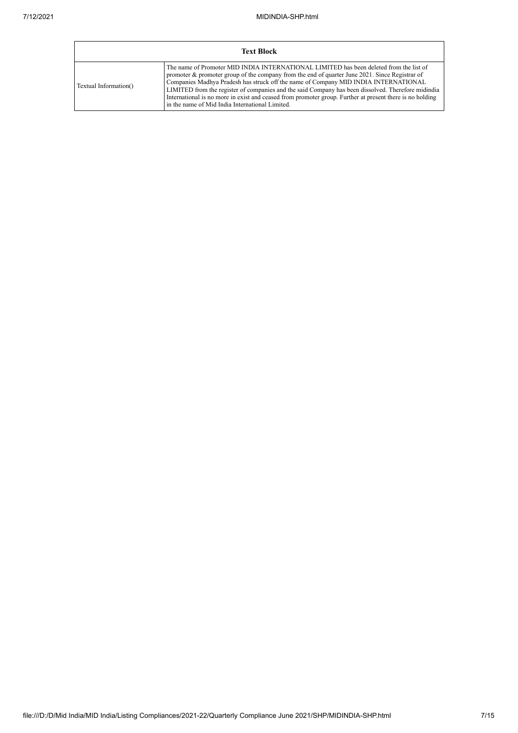| Text Block | |
|---|---|
| Textual Information() | The name of Promoter MID INDIA INTERNATIONAL LIMITED has been deleted from the list of promoter & promoter group of the company from the end of quarter June 2021. Since Registrar of Companies Madhya Pradesh has struck off the name of Company MID INDIA INTERNATIONAL LIMITED from the register of companies and the said Company has been dissolved. Therefore midindia International is no more in exist and ceased from promoter group. Further at present there is no holding in the name of Mid India International Limited. |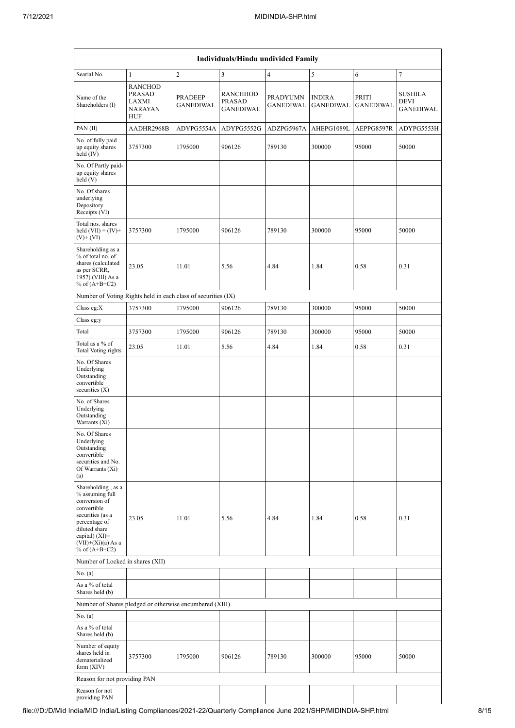| Individuals/Hindu undivided Family | | | | | | | |
|---|---|---|---|---|---|---|---|
| Searial No. | 1 | 2 | 3 | 4 | 5 | 6 | 7 |
| Name of the Shareholders (I) | RANCHOD PRASAD LAXMI NARAYAN HUF | PRADEEP GANEDIWAL | RANCHHOD PRASAD GANEDIWAL | PRADYUMN GANEDIWAL | INDIRA GANEDIWAL | PRITI GANEDIWAL | SUSHILA DEVI GANEDIWAL |
| PAN (II) | AADHR2968B | ADYPG5554A | ADYPG5552G | ADZPG5967A | AHEPG1089L | AEPPG8597R | ADYPG5553H |
| No. of fully paid up equity shares held (IV) | 3757300 | 1795000 | 906126 | 789130 | 300000 | 95000 | 50000 |
| No. Of Partly paid-up equity shares held (V) | | | | | | | |
| No. Of shares underlying Depository Receipts (VI) | | | | | | | |
| Total nos. shares held (VII) = (IV)+ (V)+ (VI) | 3757300 | 1795000 | 906126 | 789130 | 300000 | 95000 | 50000 |
| Shareholding as a % of total no. of shares (calculated as per SCRR, 1957) (VIII) As a % of (A+B+C2) | 23.05 | 11.01 | 5.56 | 4.84 | 1.84 | 0.58 | 0.31 |
| Number of Voting Rights held in each class of securities (IX) | | | | | | | |
| Class eg:X | 3757300 | 1795000 | 906126 | 789130 | 300000 | 95000 | 50000 |
| Class eg:y | | | | | | | |
| Total | 3757300 | 1795000 | 906126 | 789130 | 300000 | 95000 | 50000 |
| Total as a % of Total Voting rights | 23.05 | 11.01 | 5.56 | 4.84 | 1.84 | 0.58 | 0.31 |
| No. Of Shares Underlying Outstanding convertible securities (X) | | | | | | | |
| No. of Shares Underlying Outstanding Warrants (Xi) | | | | | | | |
| No. Of Shares Underlying Outstanding convertible securities and No. Of Warrants (Xi) (a) | | | | | | | |
| Shareholding , as a % assuming full conversion of convertible securities (as a percentage of diluted share capital) (XI)= (VII)+(Xi)(a) As a % of (A+B+C2) | 23.05 | 11.01 | 5.56 | 4.84 | 1.84 | 0.58 | 0.31 |
| Number of Locked in shares (XII) | | | | | | | |
| No. (a) | | | | | | | |
| As a % of total Shares held (b) | | | | | | | |
| Number of Shares pledged or otherwise encumbered (XIII) | | | | | | | |
| No. (a) | | | | | | | |
| As a % of total Shares held (b) | | | | | | | |
| Number of equity shares held in dematerialized form (XIV) | 3757300 | 1795000 | 906126 | 789130 | 300000 | 95000 | 50000 |
| Reason for not providing PAN | | | | | | | |
| Reason for not providing PAN | | | | | | | |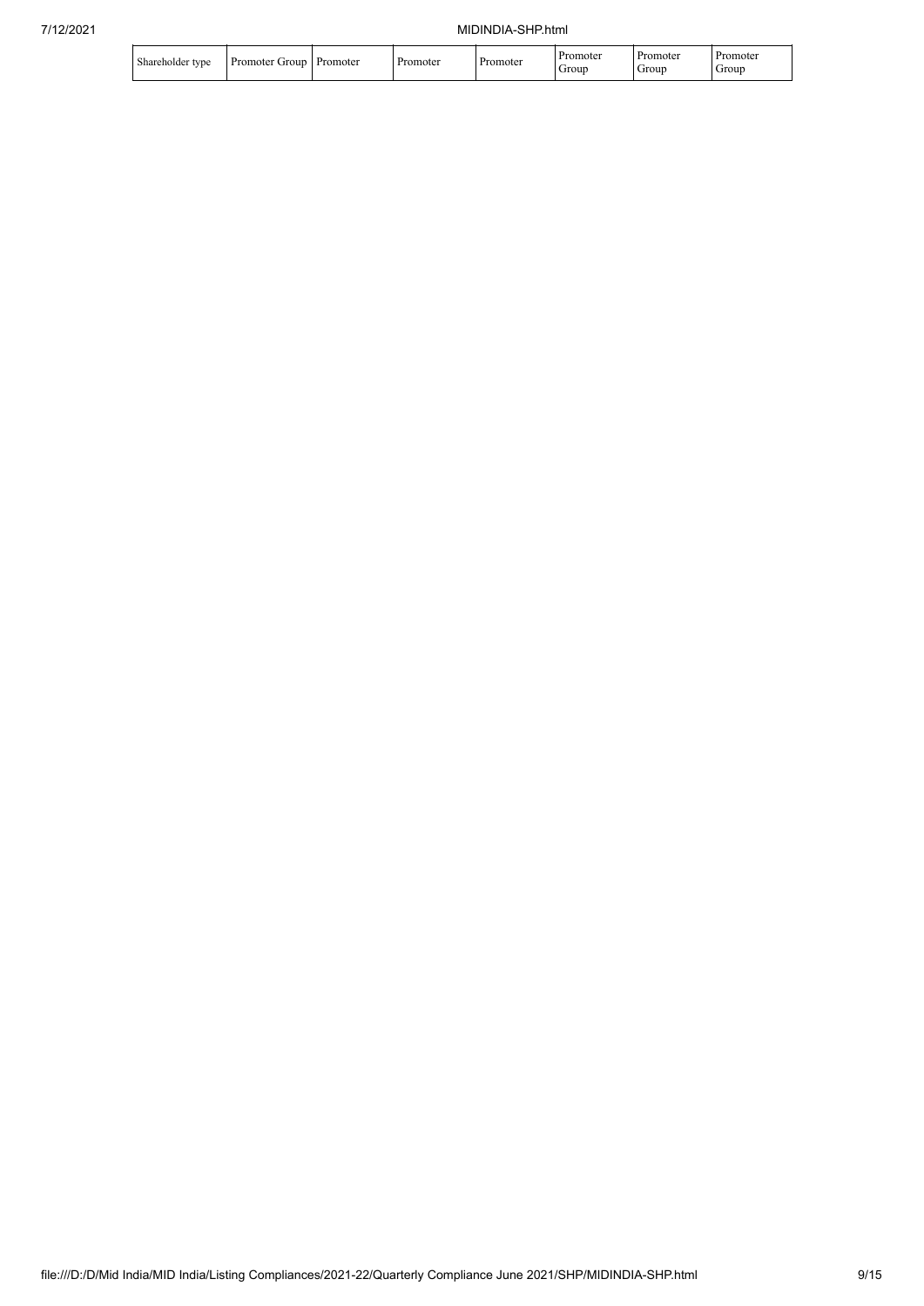| Shareholder type | Promoter Group | Promoter | Promoter | Promoter | Promoter Group | Promoter Group | Promoter Group |
|---|---|---|---|---|---|---|---|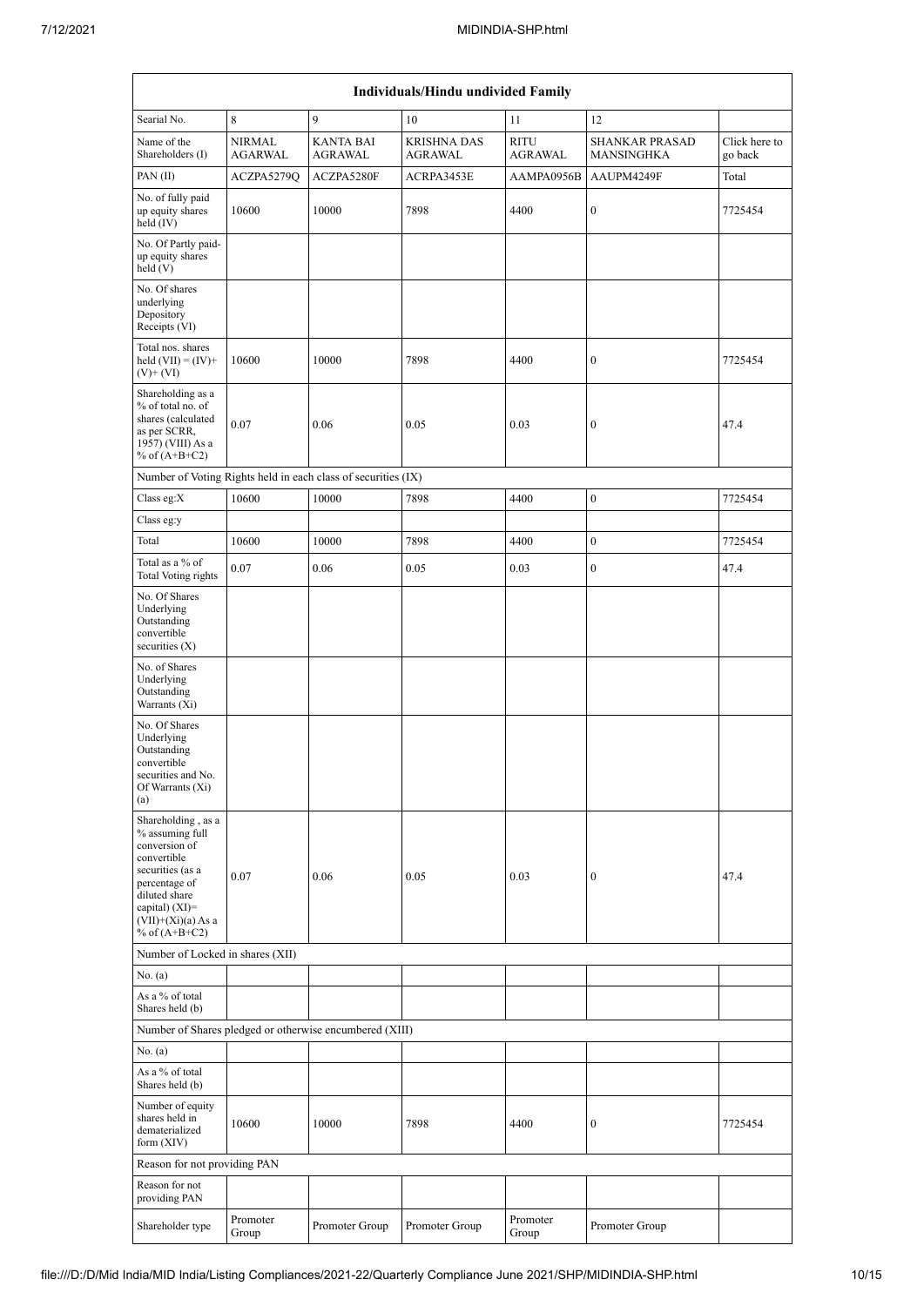| Individuals/Hindu undivided Family | | | | | | |
|---|---|---|---|---|---|---|
| Searial No. | 8 | 9 | 10 | 11 | 12 | |
| Name of the Shareholders (I) | NIRMAL AGARWAL | KANTA BAI AGRAWAL | KRISHNA DAS AGRAWAL | RITU AGRAWAL | SHANKAR PRASAD MANSINGHKA | Click here to go back |
| PAN (II) | ACZPA5279Q | ACZPA5280F | ACRPA3453E | AAMPA0956B | AAUPM4249F | Total |
| No. of fully paid up equity shares held (IV) | 10600 | 10000 | 7898 | 4400 | 0 | 7725454 |
| No. Of Partly paid-up equity shares held (V) | | | | | | |
| No. Of shares underlying Depository Receipts (VI) | | | | | | |
| Total nos. shares held (VII) = (IV)+(V)+ (VI) | 10600 | 10000 | 7898 | 4400 | 0 | 7725454 |
| Shareholding as a % of total no. of shares (calculated as per SCRR, 1957) (VIII) As a % of (A+B+C2) | 0.07 | 0.06 | 0.05 | 0.03 | 0 | 47.4 |
| Number of Voting Rights held in each class of securities (IX) | | | | | | |
| Class eg:X | 10600 | 10000 | 7898 | 4400 | 0 | 7725454 |
| Class eg:y | | | | | | |
| Total | 10600 | 10000 | 7898 | 4400 | 0 | 7725454 |
| Total as a % of Total Voting rights | 0.07 | 0.06 | 0.05 | 0.03 | 0 | 47.4 |
| No. Of Shares Underlying Outstanding convertible securities (X) | | | | | | |
| No. of Shares Underlying Outstanding Warrants (Xi) | | | | | | |
| No. Of Shares Underlying Outstanding convertible securities and No. Of Warrants (Xi) (a) | | | | | | |
| Shareholding , as a % assuming full conversion of convertible securities (as a percentage of diluted share capital) (XI)= (VII)+(Xi)(a) As a % of (A+B+C2) | 0.07 | 0.06 | 0.05 | 0.03 | 0 | 47.4 |
| Number of Locked in shares (XII) | | | | | | |
| No. (a) | | | | | | |
| As a % of total Shares held (b) | | | | | | |
| Number of Shares pledged or otherwise encumbered (XIII) | | | | | | |
| No. (a) | | | | | | |
| As a % of total Shares held (b) | | | | | | |
| Number of equity shares held in dematerialized form (XIV) | 10600 | 10000 | 7898 | 4400 | 0 | 7725454 |
| Reason for not providing PAN | | | | | | |
| Reason for not providing PAN | | | | | | |
| Shareholder type | Promoter Group | Promoter Group | Promoter Group | Promoter Group | Promoter Group | |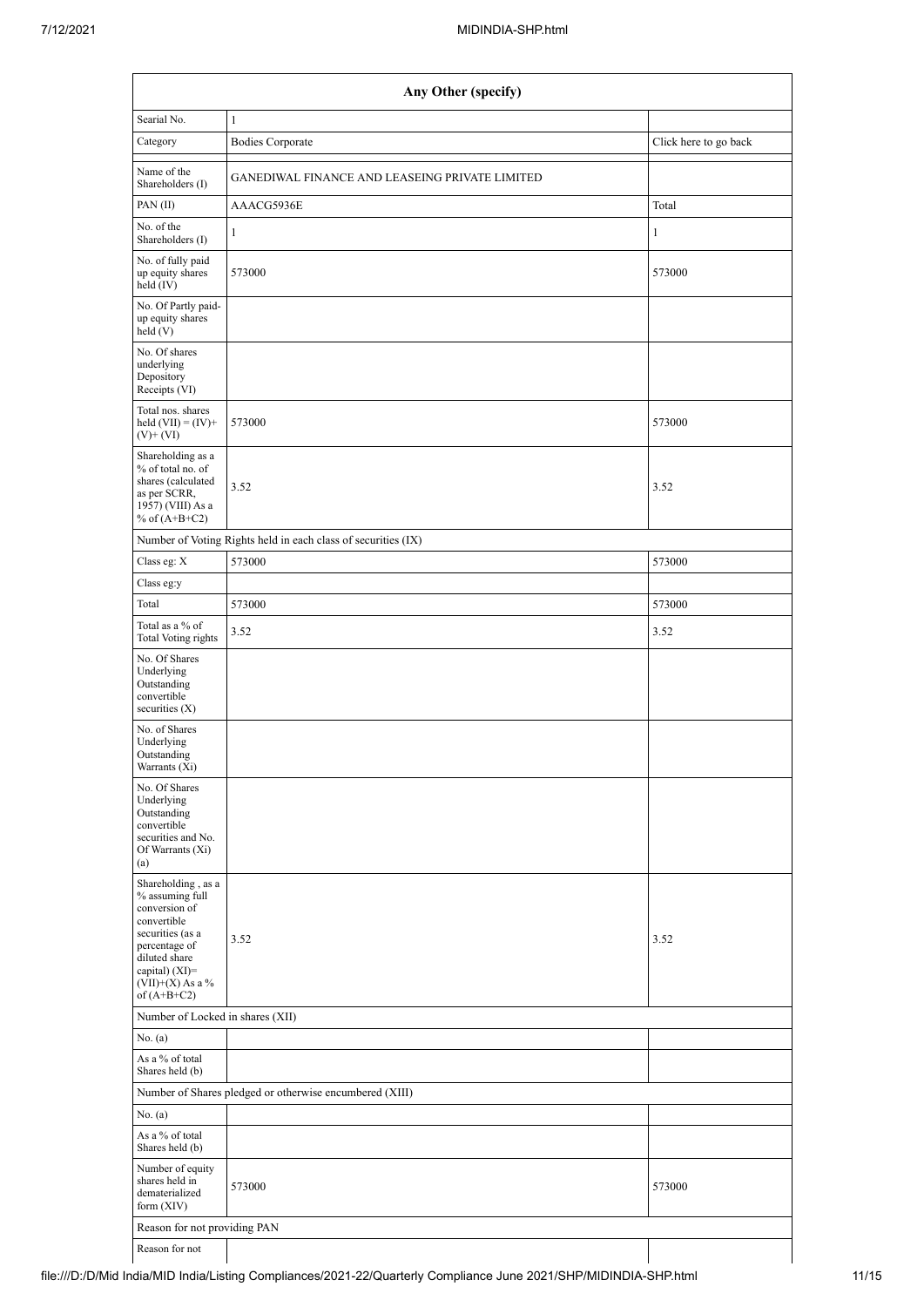| Any Other (specify) | | |
|---|---|---|
| Searial No. | 1 | |
| Category | Bodies Corporate | Click here to go back |
| Name of the Shareholders (I) | GANEDIWAL FINANCE AND LEASEING PRIVATE LIMITED | |
| PAN (II) | AAACG5936E | Total |
| No. of the Shareholders (I) | 1 | 1 |
| No. of fully paid up equity shares held (IV) | 573000 | 573000 |
| No. Of Partly paid-up equity shares held (V) | | |
| No. Of shares underlying Depository Receipts (VI) | | |
| Total nos. shares held (VII) = (IV)+(V)+ (VI) | 573000 | 573000 |
| Shareholding as a % of total no. of shares (calculated as per SCRR, 1957) (VIII) As a % of (A+B+C2) | 3.52 | 3.52 |
| Number of Voting Rights held in each class of securities (IX) | | |
| Class eg: X | 573000 | 573000 |
| Class eg:y | | |
| Total | 573000 | 573000 |
| Total as a % of Total Voting rights | 3.52 | 3.52 |
| No. Of Shares Underlying Outstanding convertible securities (X) | | |
| No. of Shares Underlying Outstanding Warrants (Xi) | | |
| No. Of Shares Underlying Outstanding convertible securities and No. Of Warrants (Xi) (a) | | |
| Shareholding , as a % assuming full conversion of convertible securities (as a percentage of diluted share capital) (XI)= (VII)+(X) As a % of (A+B+C2) | 3.52 | 3.52 |
| Number of Locked in shares (XII) | | |
| No. (a) | | |
| As a % of total Shares held (b) | | |
| Number of Shares pledged or otherwise encumbered (XIII) | | |
| No. (a) | | |
| As a % of total Shares held (b) | | |
| Number of equity shares held in dematerialized form (XIV) | 573000 | 573000 |
| Reason for not providing PAN | | |
| Reason for not | | |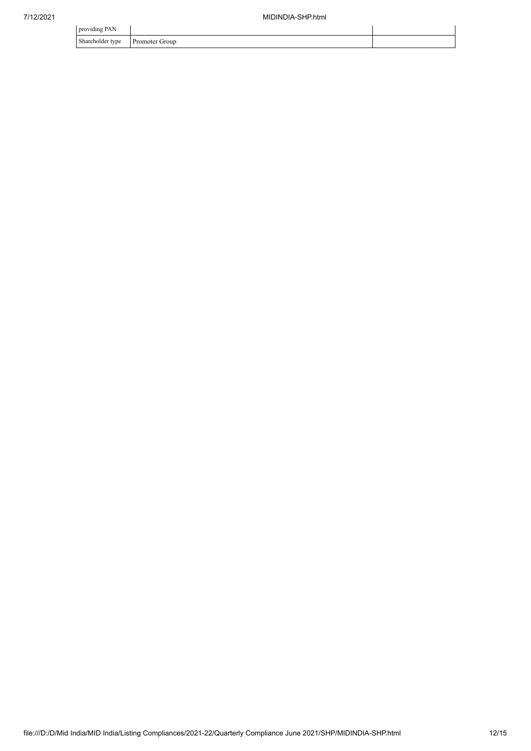| providing PAN | | |
| --- | --- | --- |
| Shareholder type | Promoter Group | |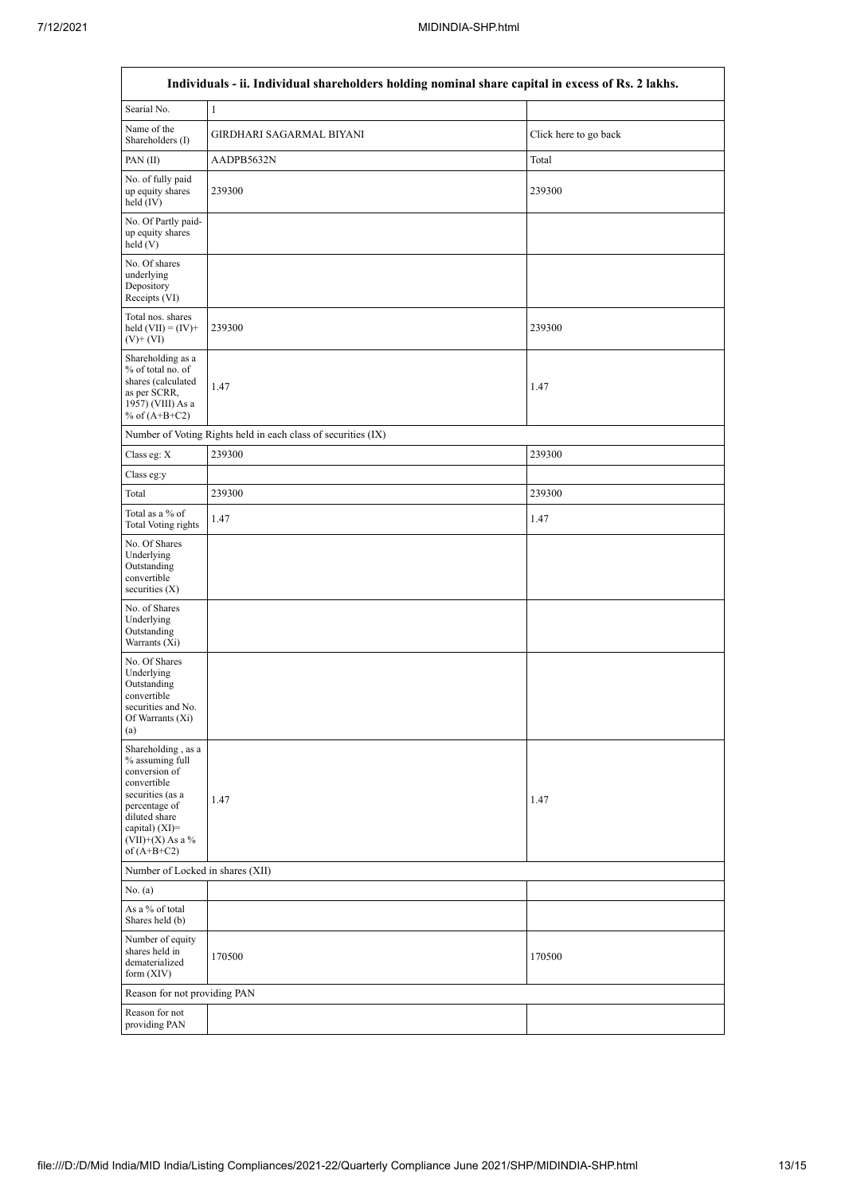| Individuals - ii. Individual shareholders holding nominal share capital in excess of Rs. 2 lakhs. | | |
|---|---|---|
| Searial No. | 1 | |
| Name of the Shareholders (I) | GIRDHARI SAGARMAL BIYANI | Click here to go back |
| PAN (II) | AADPB5632N | Total |
| No. of fully paid up equity shares held (IV) | 239300 | 239300 |
| No. Of Partly paid-up equity shares held (V) | | |
| No. Of shares underlying Depository Receipts (VI) | | |
| Total nos. shares held (VII) = (IV)+ (V)+ (VI) | 239300 | 239300 |
| Shareholding as a % of total no. of shares (calculated as per SCRR, 1957) (VIII) As a % of (A+B+C2) | 1.47 | 1.47 |
| Number of Voting Rights held in each class of securities (IX) | | |
| Class eg: X | 239300 | 239300 |
| Class eg:y | | |
| Total | 239300 | 239300 |
| Total as a % of Total Voting rights | 1.47 | 1.47 |
| No. Of Shares Underlying Outstanding convertible securities (X) | | |
| No. of Shares Underlying Outstanding Warrants (Xi) | | |
| No. Of Shares Underlying Outstanding convertible securities and No. Of Warrants (Xi) (a) | | |
| Shareholding , as a % assuming full conversion of convertible securities (as a percentage of diluted share capital) (XI)= (VII)+(X) As a % of (A+B+C2) | 1.47 | 1.47 |
| Number of Locked in shares (XII) | | |
| No. (a) | | |
| As a % of total Shares held (b) | | |
| Number of equity shares held in dematerialized form (XIV) | 170500 | 170500 |
| Reason for not providing PAN | | |
| Reason for not providing PAN | | |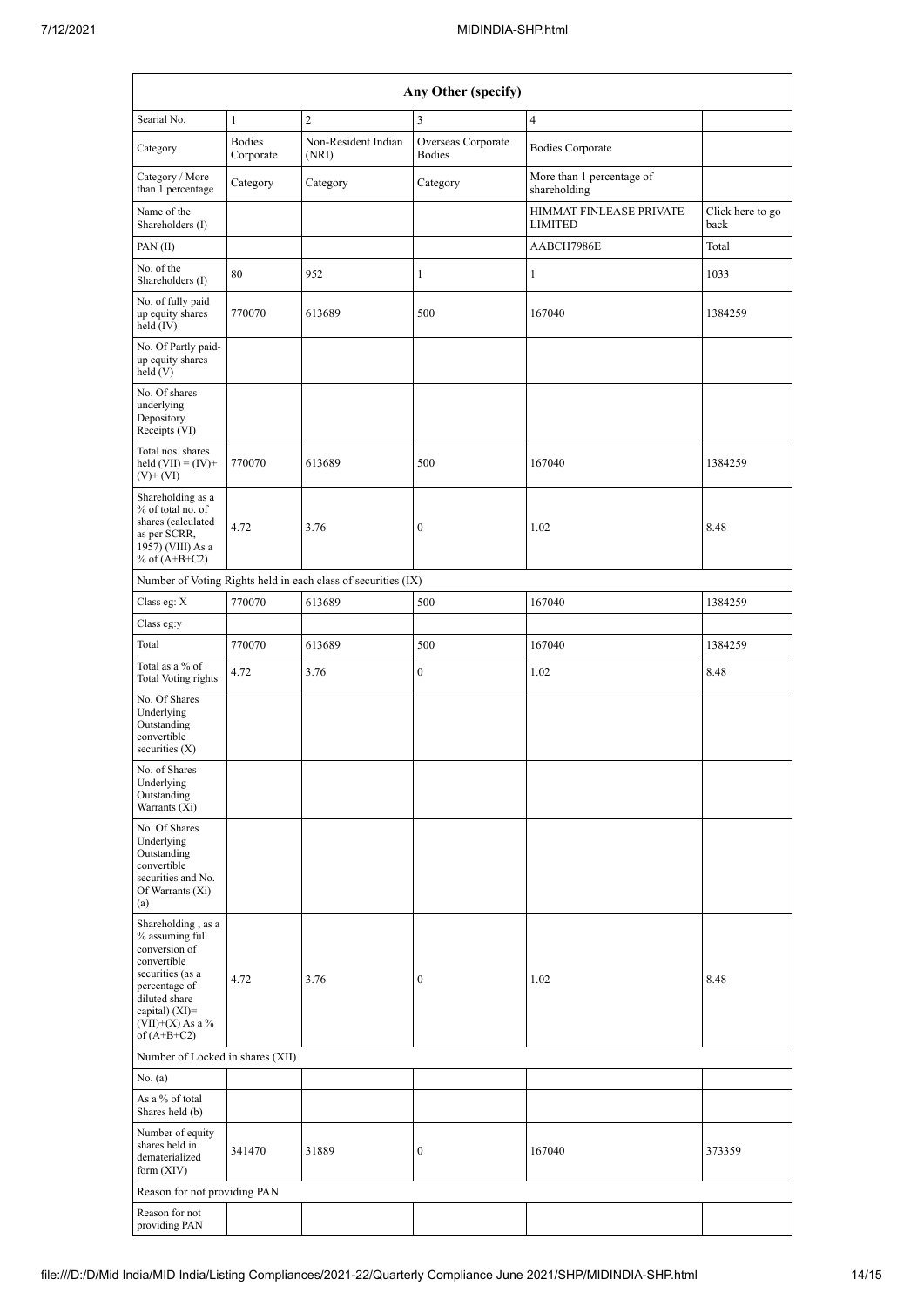| Any Other (specify) | | | | | |
|---|---|---|---|---|---|
| Searial No. | 1 | 2 | 3 | 4 | |
| Category | Bodies Corporate | Non-Resident Indian (NRI) | Overseas Corporate Bodies | Bodies Corporate | |
| Category / More than 1 percentage | Category | Category | Category | More than 1 percentage of shareholding | |
| Name of the Shareholders (I) | | | | HIMMAT FINLEASE PRIVATE LIMITED | Click here to go back |
| PAN (II) | | | | AABCH7986E | Total |
| No. of the Shareholders (I) | 80 | 952 | 1 | 1 | 1033 |
| No. of fully paid up equity shares held (IV) | 770070 | 613689 | 500 | 167040 | 1384259 |
| No. Of Partly paid-up equity shares held (V) | | | | | |
| No. Of shares underlying Depository Receipts (VI) | | | | | |
| Total nos. shares held (VII) = (IV)+ (V)+ (VI) | 770070 | 613689 | 500 | 167040 | 1384259 |
| Shareholding as a % of total no. of shares (calculated as per SCRR, 1957) (VIII) As a % of (A+B+C2) | 4.72 | 3.76 | 0 | 1.02 | 8.48 |
| Number of Voting Rights held in each class of securities (IX) | | | | | |
| Class eg: X | 770070 | 613689 | 500 | 167040 | 1384259 |
| Class eg:y | | | | | |
| Total | 770070 | 613689 | 500 | 167040 | 1384259 |
| Total as a % of Total Voting rights | 4.72 | 3.76 | 0 | 1.02 | 8.48 |
| No. Of Shares Underlying Outstanding convertible securities (X) | | | | | |
| No. of Shares Underlying Outstanding Warrants (Xi) | | | | | |
| No. Of Shares Underlying Outstanding convertible securities and No. Of Warrants (Xi) (a) | | | | | |
| Shareholding , as a % assuming full conversion of convertible securities (as a percentage of diluted share capital) (XI)= (VII)+(X) As a % of (A+B+C2) | 4.72 | 3.76 | 0 | 1.02 | 8.48 |
| Number of Locked in shares (XII) | | | | | |
| No. (a) | | | | | |
| As a % of total Shares held (b) | | | | | |
| Number of equity shares held in dematerialized form (XIV) | 341470 | 31889 | 0 | 167040 | 373359 |
| Reason for not providing PAN | | | | | |
| Reason for not providing PAN | | | | | |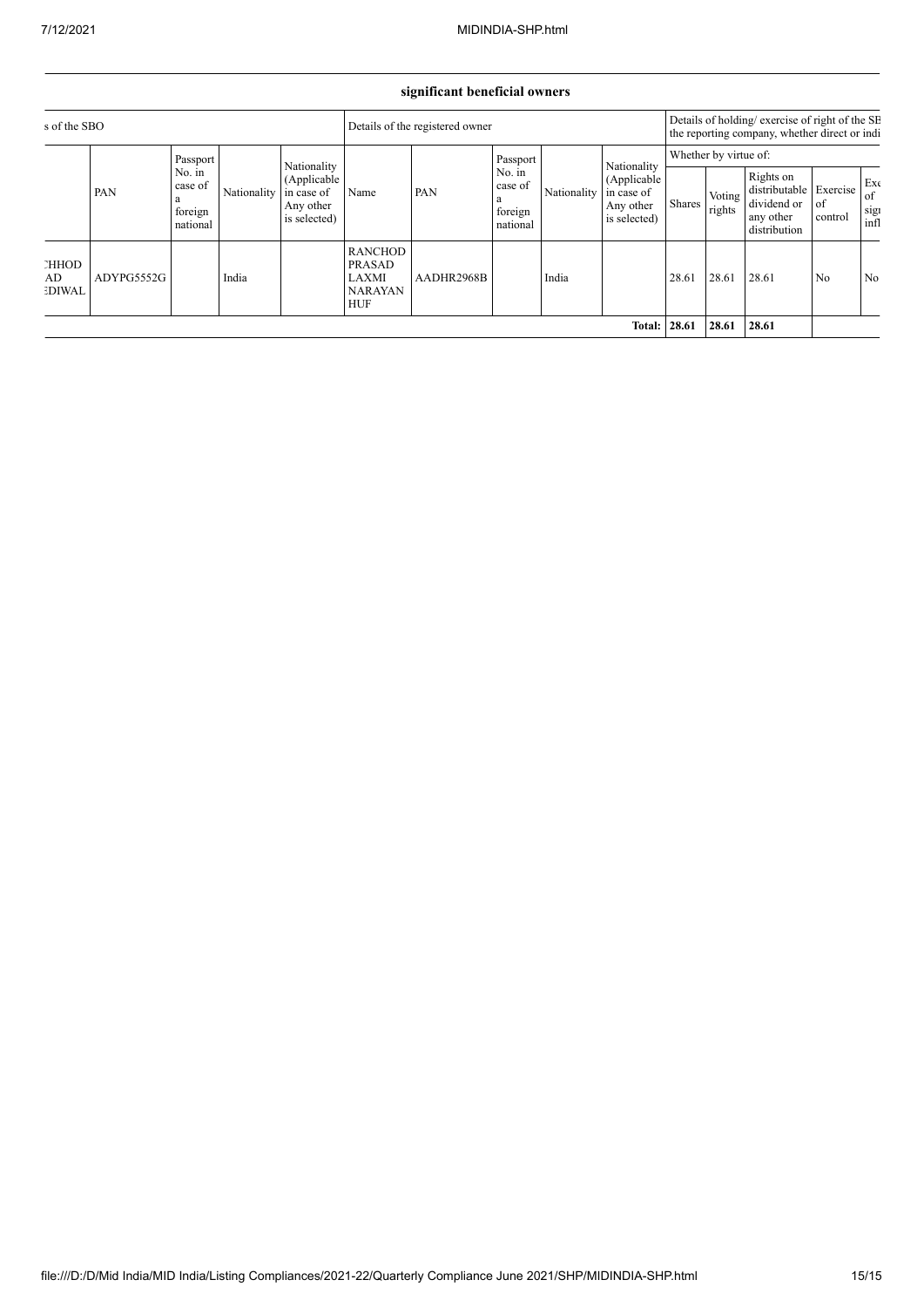## significant beneficial owners

| s of the SBO | | | | | Details of the registered owner | | | | | Details of holding/ exercise of right of the SE the reporting company, whether direct or indi | | | | |
|---|---|---|---|---|---|---|---|---|---|---|---|---|---|---|
| | | | | | | | | | | Whether by virtue of: | | | | |
| | PAN | Passport No. in case of a foreign national | Nationality | Nationality (Applicable in case of Any other is selected) | Name | PAN | Passport No. in case of a foreign national | Nationality | Nationality (Applicable in case of Any other is selected) | Shares | Voting rights | Rights on distributable dividend or any other distribution | Exercise of control | Exe of sig infl |
| CHHOD AD EDIWAL | ADYPG5552G | | India | | RANCHOD PRASAD LAXMI NARAYAN HUF | AADHR2968B | | India | | 28.61 | 28.61 | 28.61 | No | No |
| | | | | | | | | | **Total:** | **28.61** | **28.61** | **28.61** | | |